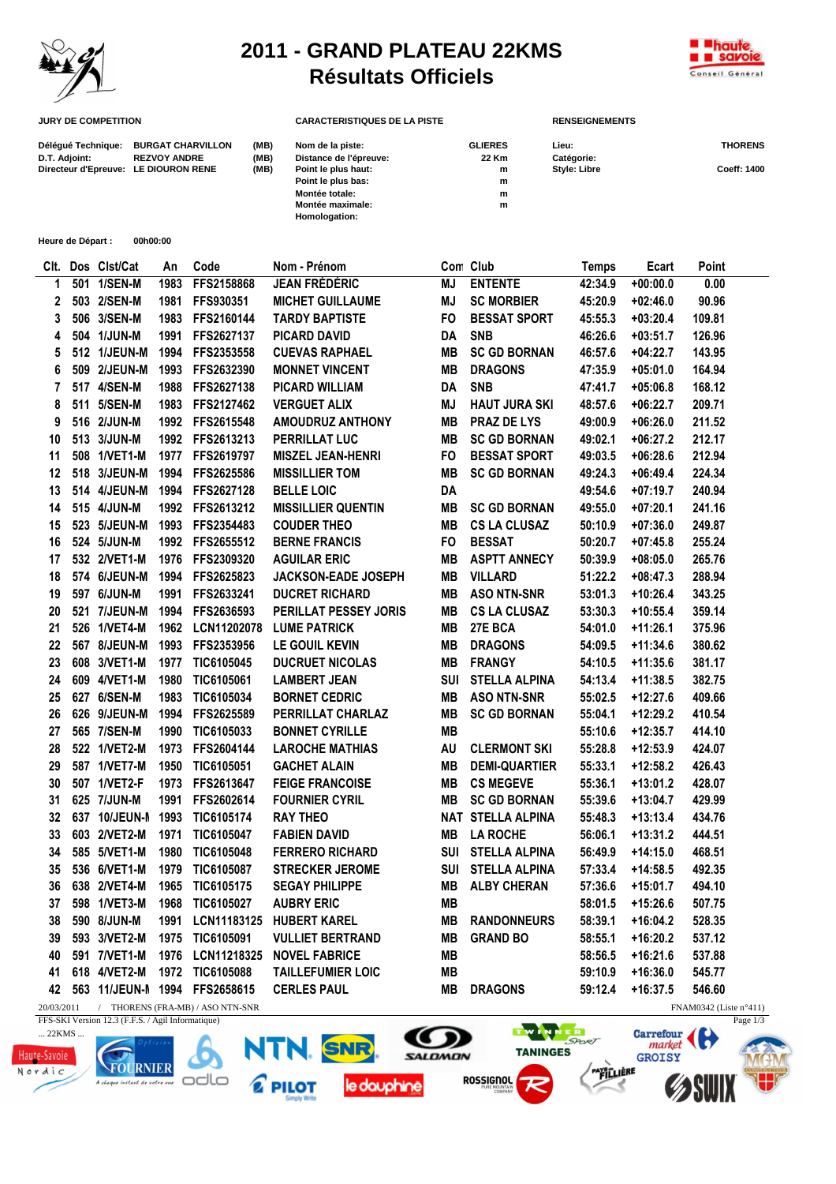# 2011 - GRAND PLATEAU 22KMS

## Résultats Officiels

**JURY DE COMPETITION**

| | | |
|---|---|---|
| Délégué Technique: | BURGAT CHARVILLON | (MB) |
| D.T. Adjoint: | REZVOY ANDRE | (MB) |
| Directeur d'Epreuve: | LE DIOURON RENE | (MB) |

**CARACTERISTIQUES DE LA PISTE**

| | |
|---|---|
| Nom de la piste: | GLIERES |
| Distance de l'épreuve: | 22 Km |
| Point le plus haut: | m |
| Point le plus bas: | m |
| Montée totale: | m |
| Montée maximale: | m |
| Homologation: | |

**RENSEIGNEMENTS**

| | |
|---|---|
| Lieu: | THORENS |
| Catégorie: | |
| Style: Libre | Coeff: 1400 |

Heure de Départ : 00h00:00

| Clt. | Dos | Clst/Cat | An | Code | Nom - Prénom | Com | Club | Temps | Ecart | Point |
|---|---|---|---|---|---|---|---|---|---|---|
| 1 | 501 | 1/SEN-M | 1983 | FFS2158868 | JEAN FRÉDÉRIC | MJ | ENTENTE | 42:34.9 | +00:00.0 | 0.00 |
| 2 | 503 | 2/SEN-M | 1981 | FFS930351 | MICHET GUILLAUME | MJ | SC MORBIER | 45:20.9 | +02:46.0 | 90.96 |
| 3 | 506 | 3/SEN-M | 1983 | FFS2160144 | TARDY BAPTISTE | FO | BESSAT SPORT | 45:55.3 | +03:20.4 | 109.81 |
| 4 | 504 | 1/JUN-M | 1991 | FFS2627137 | PICARD DAVID | DA | SNB | 46:26.6 | +03:51.7 | 126.96 |
| 5 | 512 | 1/JEUN-M | 1994 | FFS2353558 | CUEVAS RAPHAEL | MB | SC GD BORNAN | 46:57.6 | +04:22.7 | 143.95 |
| 6 | 509 | 2/JEUN-M | 1993 | FFS2632390 | MONNET VINCENT | MB | DRAGONS | 47:35.9 | +05:01.0 | 164.94 |
| 7 | 517 | 4/SEN-M | 1988 | FFS2627138 | PICARD WILLIAM | DA | SNB | 47:41.7 | +05:06.8 | 168.12 |
| 8 | 511 | 5/SEN-M | 1983 | FFS2127462 | VERGUET ALIX | MJ | HAUT JURA SKI | 48:57.6 | +06:22.7 | 209.71 |
| 9 | 516 | 2/JUN-M | 1992 | FFS2615548 | AMOUDRUZ ANTHONY | MB | PRAZ DE LYS | 49:00.9 | +06:26.0 | 211.52 |
| 10 | 513 | 3/JUN-M | 1992 | FFS2613213 | PERRILLAT LUC | MB | SC GD BORNAN | 49:02.1 | +06:27.2 | 212.17 |
| 11 | 508 | 1/VET1-M | 1977 | FFS2619797 | MISZEL JEAN-HENRI | FO | BESSAT SPORT | 49:03.5 | +06:28.6 | 212.94 |
| 12 | 518 | 3/JEUN-M | 1994 | FFS2625586 | MISSILLIER TOM | MB | SC GD BORNAN | 49:24.3 | +06:49.4 | 224.34 |
| 13 | 514 | 4/JEUN-M | 1994 | FFS2627128 | BELLE LOIC | DA | | 49:54.6 | +07:19.7 | 240.94 |
| 14 | 515 | 4/JUN-M | 1992 | FFS2613212 | MISSILLIER QUENTIN | MB | SC GD BORNAN | 49:55.0 | +07:20.1 | 241.16 |
| 15 | 523 | 5/JEUN-M | 1993 | FFS2354483 | COUDER THEO | MB | CS LA CLUSAZ | 50:10.9 | +07:36.0 | 249.87 |
| 16 | 524 | 5/JUN-M | 1992 | FFS2655512 | BERNE FRANCIS | FO | BESSAT | 50:20.7 | +07:45.8 | 255.24 |
| 17 | 532 | 2/VET1-M | 1976 | FFS2309320 | AGUILAR ERIC | MB | ASPTT ANNECY | 50:39.9 | +08:05.0 | 265.76 |
| 18 | 574 | 6/JEUN-M | 1994 | FFS2625823 | JACKSON-EADE JOSEPH | MB | VILLARD | 51:22.2 | +08:47.3 | 288.94 |
| 19 | 597 | 6/JUN-M | 1991 | FFS2633241 | DUCRET RICHARD | MB | ASO NTN-SNR | 53:01.3 | +10:26.4 | 343.25 |
| 20 | 521 | 7/JEUN-M | 1994 | FFS2636593 | PERILLAT PESSEY JORIS | MB | CS LA CLUSAZ | 53:30.3 | +10:55.4 | 359.14 |
| 21 | 526 | 1/VET4-M | 1962 | LCN11202078 | LUME PATRICK | MB | 27E BCA | 54:01.0 | +11:26.1 | 375.96 |
| 22 | 567 | 8/JEUN-M | 1993 | FFS2353956 | LE GOUIL KEVIN | MB | DRAGONS | 54:09.5 | +11:34.6 | 380.62 |
| 23 | 608 | 3/VET1-M | 1977 | TIC6105045 | DUCRUET NICOLAS | MB | FRANGY | 54:10.5 | +11:35.6 | 381.17 |
| 24 | 609 | 4/VET1-M | 1980 | TIC6105061 | LAMBERT JEAN | SUI | STELLA ALPINA | 54:13.4 | +11:38.5 | 382.75 |
| 25 | 627 | 6/SEN-M | 1983 | TIC6105034 | BORNET CEDRIC | MB | ASO NTN-SNR | 55:02.5 | +12:27.6 | 409.66 |
| 26 | 626 | 9/JEUN-M | 1994 | FFS2625589 | PERRILLAT CHARLAZ | MB | SC GD BORNAN | 55:04.1 | +12:29.2 | 410.54 |
| 27 | 565 | 7/SEN-M | 1990 | TIC6105033 | BONNET CYRILLE | MB | | 55:10.6 | +12:35.7 | 414.10 |
| 28 | 522 | 1/VET2-M | 1973 | FFS2604144 | LAROCHE MATHIAS | AU | CLERMONT SKI | 55:28.8 | +12:53.9 | 424.07 |
| 29 | 587 | 1/VET7-M | 1950 | TIC6105051 | GACHET ALAIN | MB | DEMI-QUARTIER | 55:33.1 | +12:58.2 | 426.43 |
| 30 | 507 | 1/VET2-F | 1973 | FFS2613647 | FEIGE FRANCOISE | MB | CS MEGEVE | 55:36.1 | +13:01.2 | 428.07 |
| 31 | 625 | 7/JUN-M | 1991 | FFS2602614 | FOURNIER CYRIL | MB | SC GD BORNAN | 55:39.6 | +13:04.7 | 429.99 |
| 32 | 637 | 10/JEUN-M | 1993 | TIC6105174 | RAY THEO | NAT | STELLA ALPINA | 55:48.3 | +13:13.4 | 434.76 |
| 33 | 603 | 2/VET2-M | 1971 | TIC6105047 | FABIEN DAVID | MB | LA ROCHE | 56:06.1 | +13:31.2 | 444.51 |
| 34 | 585 | 5/VET1-M | 1980 | TIC6105048 | FERRERO RICHARD | SUI | STELLA ALPINA | 56:49.9 | +14:15.0 | 468.51 |
| 35 | 536 | 6/VET1-M | 1979 | TIC6105087 | STRECKER JEROME | SUI | STELLA ALPINA | 57:33.4 | +14:58.5 | 492.35 |
| 36 | 638 | 2/VET4-M | 1965 | TIC6105175 | SEGAY PHILIPPE | MB | ALBY CHERAN | 57:36.6 | +15:01.7 | 494.10 |
| 37 | 598 | 1/VET3-M | 1968 | TIC6105027 | AUBRY ERIC | MB | | 58:01.5 | +15:26.6 | 507.75 |
| 38 | 590 | 8/JUN-M | 1991 | LCN11183125 | HUBERT KAREL | MB | RANDONNEURS | 58:39.1 | +16:04.2 | 528.35 |
| 39 | 593 | 3/VET2-M | 1975 | TIC6105091 | VULLIET BERTRAND | MB | GRAND BO | 58:55.1 | +16:20.2 | 537.12 |
| 40 | 591 | 7/VET1-M | 1976 | LCN11218325 | NOVEL FABRICE | MB | | 58:56.5 | +16:21.6 | 537.88 |
| 41 | 618 | 4/VET2-M | 1972 | TIC6105088 | TAILLEFUMIER LOIC | MB | | 59:10.9 | +16:36.0 | 545.77 |
| 42 | 563 | 11/JEUN-M | 1994 | FFS2658615 | CERLES PAUL | MB | DRAGONS | 59:12.4 | +16:37.5 | 546.60 |

20/03/2011 / THORENS (FRA-MB) / ASO NTN-SNR — FNAM0342 (Liste n°411)

FFS-SKI Version 12.3 (F.F.S. / Agil Informatique)

... 22KMS ...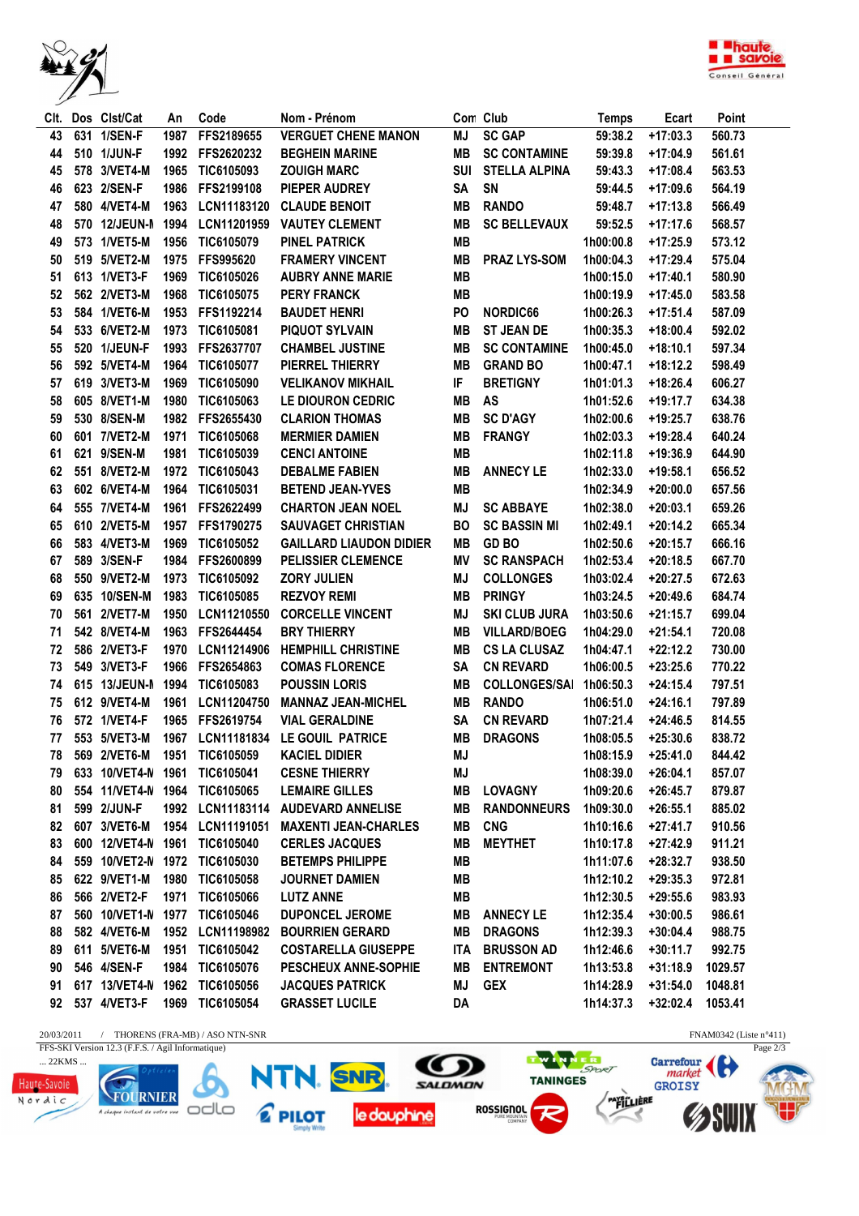| Clt. | Dos | Clst/Cat | An | Code | Nom - Prénom | Com | Club | Temps | Ecart | Point |
|---|---|---|---|---|---|---|---|---|---|---|
| 43 | 631 | 1/SEN-F | 1987 | FFS2189655 | VERGUET CHENE MANON | MJ | SC GAP | 59:38.2 | +17:03.3 | 560.73 |
| 44 | 510 | 1/JUN-F | 1992 | FFS2620232 | BEGHEIN MARINE | MB | SC CONTAMINE | 59:39.8 | +17:04.9 | 561.61 |
| 45 | 578 | 3/VET4-M | 1965 | TIC6105093 | ZOUIGH MARC | SUI | STELLA ALPINA | 59:43.3 | +17:08.4 | 563.53 |
| 46 | 623 | 2/SEN-F | 1986 | FFS2199108 | PIEPER AUDREY | SA | SN | 59:44.5 | +17:09.6 | 564.19 |
| 47 | 580 | 4/VET4-M | 1963 | LCN11183120 | CLAUDE BENOIT | MB | RANDO | 59:48.7 | +17:13.8 | 566.49 |
| 48 | 570 | 12/JEUN-M | 1994 | LCN11201959 | VAUTEY CLEMENT | MB | SC BELLEVAUX | 59:52.5 | +17:17.6 | 568.57 |
| 49 | 573 | 1/VET5-M | 1956 | TIC6105079 | PINEL PATRICK | MB | | 1h00:00.8 | +17:25.9 | 573.12 |
| 50 | 519 | 5/VET2-M | 1975 | FFS995620 | FRAMERY VINCENT | MB | PRAZ LYS-SOM | 1h00:04.3 | +17:29.4 | 575.04 |
| 51 | 613 | 1/VET3-F | 1969 | TIC6105026 | AUBRY ANNE MARIE | MB | | 1h00:15.0 | +17:40.1 | 580.90 |
| 52 | 562 | 2/VET3-M | 1968 | TIC6105075 | PERY FRANCK | MB | | 1h00:19.9 | +17:45.0 | 583.58 |
| 53 | 584 | 1/VET6-M | 1953 | FFS1192214 | BAUDET HENRI | PO | NORDIC66 | 1h00:26.3 | +17:51.4 | 587.09 |
| 54 | 533 | 6/VET2-M | 1973 | TIC6105081 | PIQUOT SYLVAIN | MB | ST JEAN DE | 1h00:35.3 | +18:00.4 | 592.02 |
| 55 | 520 | 1/JEUN-F | 1993 | FFS2637707 | CHAMBEL JUSTINE | MB | SC CONTAMINE | 1h00:45.0 | +18:10.1 | 597.34 |
| 56 | 592 | 5/VET4-M | 1964 | TIC6105077 | PIERREL THIERRY | MB | GRAND BO | 1h00:47.1 | +18:12.2 | 598.49 |
| 57 | 619 | 3/VET3-M | 1969 | TIC6105090 | VELIKANOV MIKHAIL | IF | BRETIGNY | 1h01:01.3 | +18:26.4 | 606.27 |
| 58 | 605 | 8/VET1-M | 1980 | TIC6105063 | LE DIOURON CEDRIC | MB | AS | 1h01:52.6 | +19:17.7 | 634.38 |
| 59 | 530 | 8/SEN-M | 1982 | FFS2655430 | CLARION THOMAS | MB | SC D'AGY | 1h02:00.6 | +19:25.7 | 638.76 |
| 60 | 601 | 7/VET2-M | 1971 | TIC6105068 | MERMIER DAMIEN | MB | FRANGY | 1h02:03.3 | +19:28.4 | 640.24 |
| 61 | 621 | 9/SEN-M | 1981 | TIC6105039 | CENCI ANTOINE | MB | | 1h02:11.8 | +19:36.9 | 644.90 |
| 62 | 551 | 8/VET2-M | 1972 | TIC6105043 | DEBALME FABIEN | MB | ANNECY LE | 1h02:33.0 | +19:58.1 | 656.52 |
| 63 | 602 | 6/VET4-M | 1964 | TIC6105031 | BETEND JEAN-YVES | MB | | 1h02:34.9 | +20:00.0 | 657.56 |
| 64 | 555 | 7/VET4-M | 1961 | FFS2622499 | CHARTON JEAN NOEL | MJ | SC ABBAYE | 1h02:38.0 | +20:03.1 | 659.26 |
| 65 | 610 | 2/VET5-M | 1957 | FFS1790275 | SAUVAGET CHRISTIAN | BO | SC BASSIN MI | 1h02:49.1 | +20:14.2 | 665.34 |
| 66 | 583 | 4/VET3-M | 1969 | TIC6105052 | GAILLARD LIAUDON DIDIER | MB | GD BO | 1h02:50.6 | +20:15.7 | 666.16 |
| 67 | 589 | 3/SEN-F | 1984 | FFS2600899 | PELISSIER CLEMENCE | MV | SC RANSPACH | 1h02:53.4 | +20:18.5 | 667.70 |
| 68 | 550 | 9/VET2-M | 1973 | TIC6105092 | ZORY JULIEN | MJ | COLLONGES | 1h03:02.4 | +20:27.5 | 672.63 |
| 69 | 635 | 10/SEN-M | 1983 | TIC6105085 | REZVOY REMI | MB | PRINGY | 1h03:24.5 | +20:49.6 | 684.74 |
| 70 | 561 | 2/VET7-M | 1950 | LCN11210550 | CORCELLE VINCENT | MJ | SKI CLUB JURA | 1h03:50.6 | +21:15.7 | 699.04 |
| 71 | 542 | 8/VET4-M | 1963 | FFS2644454 | BRY THIERRY | MB | VILLARD/BOEG | 1h04:29.0 | +21:54.1 | 720.08 |
| 72 | 586 | 2/VET3-F | 1970 | LCN11214906 | HEMPHILL CHRISTINE | MB | CS LA CLUSAZ | 1h04:47.1 | +22:12.2 | 730.00 |
| 73 | 549 | 3/VET3-F | 1966 | FFS2654863 | COMAS FLORENCE | SA | CN REVARD | 1h06:00.5 | +23:25.6 | 770.22 |
| 74 | 615 | 13/JEUN-M | 1994 | TIC6105083 | POUSSIN LORIS | MB | COLLONGES/SAI | 1h06:50.3 | +24:15.4 | 797.51 |
| 75 | 612 | 9/VET4-M | 1961 | LCN11204750 | MANNAZ JEAN-MICHEL | MB | RANDO | 1h06:51.0 | +24:16.1 | 797.89 |
| 76 | 572 | 1/VET4-F | 1965 | FFS2619754 | VIAL GERALDINE | SA | CN REVARD | 1h07:21.4 | +24:46.5 | 814.55 |
| 77 | 553 | 5/VET3-M | 1967 | LCN11181834 | LE GOUIL PATRICE | MB | DRAGONS | 1h08:05.5 | +25:30.6 | 838.72 |
| 78 | 569 | 2/VET6-M | 1951 | TIC6105059 | KACIEL DIDIER | MJ | | 1h08:15.9 | +25:41.0 | 844.42 |
| 79 | 533 | 10/VET4-M | 1961 | TIC6105041 | CESNE THIERRY | MJ | | 1h08:39.0 | +26:04.1 | 857.07 |
| 80 | 554 | 11/VET4-M | 1964 | TIC6105065 | LEMAIRE GILLES | MB | LOVAGNY | 1h09:20.6 | +26:45.7 | 879.87 |
| 81 | 599 | 2/JUN-F | 1992 | LCN11183114 | AUDEVARD ANNELISE | MB | RANDONNEURS | 1h09:30.0 | +26:55.1 | 885.02 |
| 82 | 607 | 3/VET6-M | 1954 | LCN11191051 | MAXENTI JEAN-CHARLES | MB | CNG | 1h10:16.6 | +27:41.7 | 910.56 |
| 83 | 600 | 12/VET4-M | 1961 | TIC6105040 | CERLES JACQUES | MB | MEYTHET | 1h10:17.8 | +27:42.9 | 911.21 |
| 84 | 559 | 10/VET2-M | 1972 | TIC6105030 | BETEMPS PHILIPPE | MB | | 1h11:07.6 | +28:32.7 | 938.50 |
| 85 | 622 | 9/VET1-M | 1980 | TIC6105058 | JOURNET DAMIEN | MB | | 1h12:10.2 | +29:35.3 | 972.81 |
| 86 | 566 | 2/VET2-F | 1971 | TIC6105066 | LUTZ ANNE | MB | | 1h12:30.5 | +29:55.6 | 983.93 |
| 87 | 560 | 10/VET1-M | 1977 | TIC6105046 | DUPONCEL JEROME | MB | ANNECY LE | 1h12:35.4 | +30:00.5 | 986.61 |
| 88 | 582 | 4/VET6-M | 1952 | LCN11198982 | BOURRIEN GERARD | MB | DRAGONS | 1h12:39.3 | +30:04.4 | 988.75 |
| 89 | 611 | 5/VET6-M | 1951 | TIC6105042 | COSTARELLA GIUSEPPE | ITA | BRUSSON AD | 1h12:46.6 | +30:11.7 | 992.75 |
| 90 | 546 | 4/SEN-F | 1984 | TIC6105076 | PESCHEUX ANNE-SOPHIE | MB | ENTREMONT | 1h13:53.8 | +31:18.9 | 1029.57 |
| 91 | 617 | 13/VET4-M | 1962 | TIC6105056 | JACQUES PATRICK | MJ | GEX | 1h14:28.9 | +31:54.0 | 1048.81 |
| 92 | 537 | 4/VET3-F | 1969 | TIC6105054 | GRASSET LUCILE | DA | | 1h14:37.3 | +32:02.4 | 1053.41 |

20/03/2011 / THORENS (FRA-MB) / ASO NTN-SNR — FNAM0342 (Liste n°411)

FFS-SKI Version 12.3 (F.F.S. / Agil Informatique)

... 22KMS ...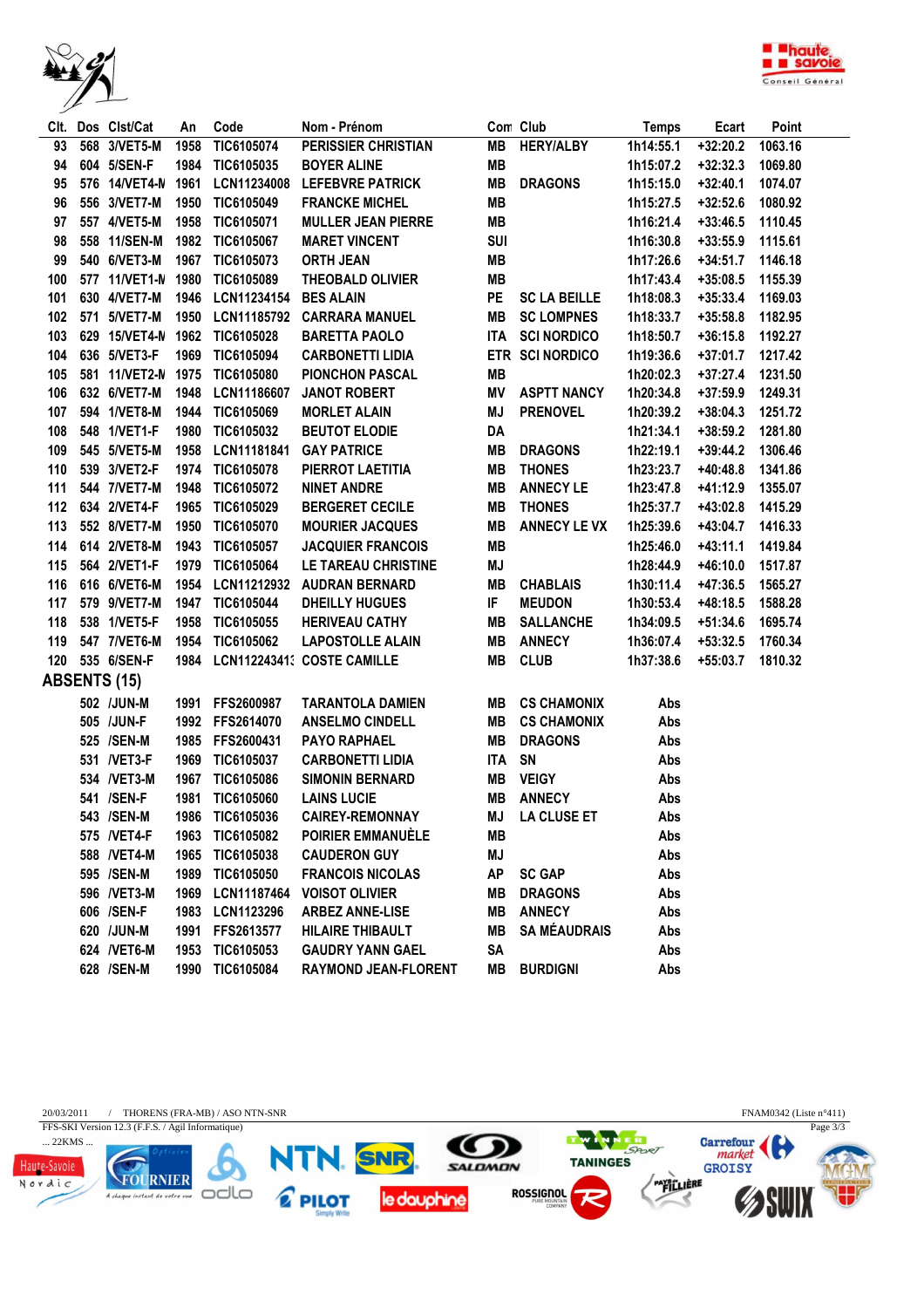| Clt. | Dos | Clst/Cat | An | Code | Nom - Prénom | Com | Club | Temps | Ecart | Point |
|---|---|---|---|---|---|---|---|---|---|---|
| 93 | 568 | 3/VET5-M | 1958 | TIC6105074 | PERISSIER CHRISTIAN | MB | HERY/ALBY | 1h14:55.1 | +32:20.2 | 1063.16 |
| 94 | 604 | 5/SEN-F | 1984 | TIC6105035 | BOYER ALINE | MB | | 1h15:07.2 | +32:32.3 | 1069.80 |
| 95 | 576 | 14/VET4-N | 1961 | LCN11234008 | LEFEBVRE PATRICK | MB | DRAGONS | 1h15:15.0 | +32:40.1 | 1074.07 |
| 96 | 556 | 3/VET7-M | 1950 | TIC6105049 | FRANCKE MICHEL | MB | | 1h15:27.5 | +32:52.6 | 1080.92 |
| 97 | 557 | 4/VET5-M | 1958 | TIC6105071 | MULLER JEAN PIERRE | MB | | 1h16:21.4 | +33:46.5 | 1110.45 |
| 98 | 558 | 11/SEN-M | 1982 | TIC6105067 | MARET VINCENT | SUI | | 1h16:30.8 | +33:55.9 | 1115.61 |
| 99 | 540 | 6/VET3-M | 1967 | TIC6105073 | ORTH JEAN | MB | | 1h17:26.6 | +34:51.7 | 1146.18 |
| 100 | 577 | 11/VET1-N | 1980 | TIC6105089 | THEOBALD OLIVIER | MB | | 1h17:43.4 | +35:08.5 | 1155.39 |
| 101 | 630 | 4/VET7-M | 1946 | LCN11234154 | BES ALAIN | PE | SC LA BEILLE | 1h18:08.3 | +35:33.4 | 1169.03 |
| 102 | 571 | 5/VET7-M | 1950 | LCN11185792 | CARRARA MANUEL | MB | SC LOMPNES | 1h18:33.7 | +35:58.8 | 1182.95 |
| 103 | 629 | 15/VET4-N | 1962 | TIC6105028 | BARETTA PAOLO | ITA | SCI NORDICO | 1h18:50.7 | +36:15.8 | 1192.27 |
| 104 | 636 | 5/VET3-F | 1969 | TIC6105094 | CARBONETTI LIDIA | ETR | SCI NORDICO | 1h19:36.6 | +37:01.7 | 1217.42 |
| 105 | 581 | 11/VET2-N | 1975 | TIC6105080 | PIONCHON PASCAL | MB | | 1h20:02.3 | +37:27.4 | 1231.50 |
| 106 | 632 | 6/VET7-M | 1948 | LCN11186607 | JANOT ROBERT | MV | ASPTT NANCY | 1h20:34.8 | +37:59.9 | 1249.31 |
| 107 | 594 | 1/VET8-M | 1944 | TIC6105069 | MORLET ALAIN | MJ | PRENOVEL | 1h20:39.2 | +38:04.3 | 1251.72 |
| 108 | 548 | 1/VET1-F | 1980 | TIC6105032 | BEUTOT ELODIE | DA | | 1h21:34.1 | +38:59.2 | 1281.80 |
| 109 | 545 | 5/VET5-M | 1958 | LCN11181841 | GAY PATRICE | MB | DRAGONS | 1h22:19.1 | +39:44.2 | 1306.46 |
| 110 | 539 | 3/VET2-F | 1974 | TIC6105078 | PIERROT LAETITIA | MB | THONES | 1h23:23.7 | +40:48.8 | 1341.86 |
| 111 | 544 | 7/VET7-M | 1948 | TIC6105072 | NINET ANDRE | MB | ANNECY LE | 1h23:47.8 | +41:12.9 | 1355.07 |
| 112 | 634 | 2/VET4-F | 1965 | TIC6105029 | BERGERET CECILE | MB | THONES | 1h25:37.7 | +43:02.8 | 1415.29 |
| 113 | 552 | 8/VET7-M | 1950 | TIC6105070 | MOURIER JACQUES | MB | ANNECY LE VX | 1h25:39.6 | +43:04.7 | 1416.33 |
| 114 | 614 | 2/VET8-M | 1943 | TIC6105057 | JACQUIER FRANCOIS | MB | | 1h25:46.0 | +43:11.1 | 1419.84 |
| 115 | 564 | 2/VET1-F | 1979 | TIC6105064 | LE TAREAU CHRISTINE | MJ | | 1h28:44.9 | +46:10.0 | 1517.87 |
| 116 | 616 | 6/VET6-M | 1954 | LCN11212932 | AUDRAN BERNARD | MB | CHABLAIS | 1h30:11.4 | +47:36.5 | 1565.27 |
| 117 | 579 | 9/VET7-M | 1947 | TIC6105044 | DHEILLY HUGUES | IF | MEUDON | 1h30:53.4 | +48:18.5 | 1588.28 |
| 118 | 538 | 1/VET5-F | 1958 | TIC6105055 | HERIVEAU CATHY | MB | SALLANCHE | 1h34:09.5 | +51:34.6 | 1695.74 |
| 119 | 547 | 7/VET6-M | 1954 | TIC6105062 | LAPOSTOLLE ALAIN | MB | ANNECY | 1h36:07.4 | +53:32.5 | 1760.34 |
| 120 | 535 | 6/SEN-F | 1984 | LCN11224341 | COSTE CAMILLE | MB | CLUB | 1h37:38.6 | +55:03.7 | 1810.32 |

## ABSENTS (15)

| Dos | Clst/Cat | An | Code | Nom - Prénom | Com | Club | Temps |
|---|---|---|---|---|---|---|---|
| 502 | /JUN-M | 1991 | FFS2600987 | TARANTOLA DAMIEN | MB | CS CHAMONIX | Abs |
| 505 | /JUN-F | 1992 | FFS2614070 | ANSELMO CINDELL | MB | CS CHAMONIX | Abs |
| 525 | /SEN-M | 1985 | FFS2600431 | PAYO RAPHAEL | MB | DRAGONS | Abs |
| 531 | /VET3-F | 1969 | TIC6105037 | CARBONETTI LIDIA | ITA | SN | Abs |
| 534 | /VET3-M | 1967 | TIC6105086 | SIMONIN BERNARD | MB | VEIGY | Abs |
| 541 | /SEN-F | 1981 | TIC6105060 | LAINS LUCIE | MB | ANNECY | Abs |
| 543 | /SEN-M | 1986 | TIC6105036 | CAIREY-REMONNAY | MJ | LA CLUSE ET | Abs |
| 575 | /VET4-F | 1963 | TIC6105082 | POIRIER EMMANUÈLE | MB | | Abs |
| 588 | /VET4-M | 1965 | TIC6105038 | CAUDERON GUY | MJ | | Abs |
| 595 | /SEN-M | 1989 | TIC6105050 | FRANCOIS NICOLAS | AP | SC GAP | Abs |
| 596 | /VET3-M | 1969 | LCN11187464 | VOISOT OLIVIER | MB | DRAGONS | Abs |
| 606 | /SEN-F | 1983 | LCN1123296 | ARBEZ ANNE-LISE | MB | ANNECY | Abs |
| 620 | /JUN-M | 1991 | FFS2613577 | HILAIRE THIBAULT | MB | SA MÉAUDRAIS | Abs |
| 624 | /VET6-M | 1953 | TIC6105053 | GAUDRY YANN GAEL | SA | | Abs |
| 628 | /SEN-M | 1990 | TIC6105084 | RAYMOND JEAN-FLORENT | MB | BURDIGNI | Abs |

20/03/2011 / THORENS (FRA-MB) / ASO NTN-SNR — FNAM0342 (Liste n°411)

FFS-SKI Version 12.3 (F.F.S. / Agil Informatique)

... 22KMS ...